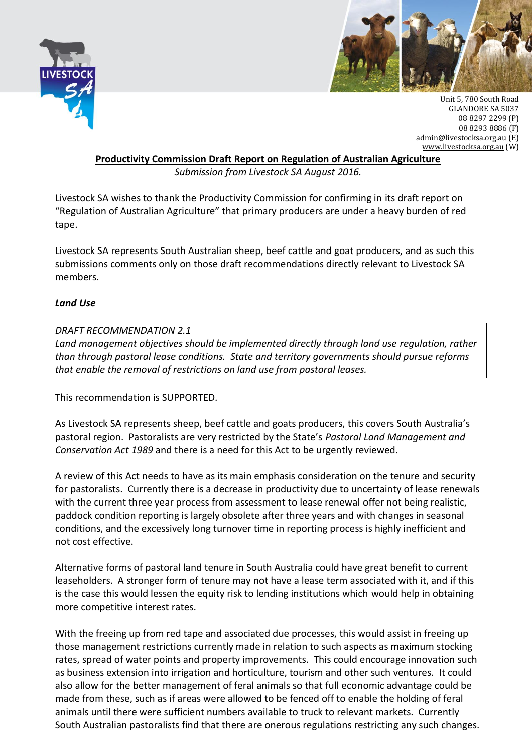Unit 5, 780 South Road
GLANDORE SA 5037
08 8297 2299 (P)
08 8293 8886 (F)
admin@livestocksa.org.au (E)
www.livestocksa.org.au (W)

# Productivity Commission Draft Report on Regulation of Australian Agriculture

*Submission from Livestock SA August 2016.*

Livestock SA wishes to thank the Productivity Commission for confirming in its draft report on "Regulation of Australian Agriculture" that primary producers are under a heavy burden of red tape.

Livestock SA represents South Australian sheep, beef cattle and goat producers, and as such this submissions comments only on those draft recommendations directly relevant to Livestock SA members.

***Land Use***

> *DRAFT RECOMMENDATION 2.1*
> *Land management objectives should be implemented directly through land use regulation, rather than through pastoral lease conditions. State and territory governments should pursue reforms that enable the removal of restrictions on land use from pastoral leases.*

This recommendation is SUPPORTED.

As Livestock SA represents sheep, beef cattle and goats producers, this covers South Australia's pastoral region. Pastoralists are very restricted by the State's *Pastoral Land Management and Conservation Act 1989* and there is a need for this Act to be urgently reviewed.

A review of this Act needs to have as its main emphasis consideration on the tenure and security for pastoralists. Currently there is a decrease in productivity due to uncertainty of lease renewals with the current three year process from assessment to lease renewal offer not being realistic, paddock condition reporting is largely obsolete after three years and with changes in seasonal conditions, and the excessively long turnover time in reporting process is highly inefficient and not cost effective.

Alternative forms of pastoral land tenure in South Australia could have great benefit to current leaseholders. A stronger form of tenure may not have a lease term associated with it, and if this is the case this would lessen the equity risk to lending institutions which would help in obtaining more competitive interest rates.

With the freeing up from red tape and associated due processes, this would assist in freeing up those management restrictions currently made in relation to such aspects as maximum stocking rates, spread of water points and property improvements. This could encourage innovation such as business extension into irrigation and horticulture, tourism and other such ventures. It could also allow for the better management of feral animals so that full economic advantage could be made from these, such as if areas were allowed to be fenced off to enable the holding of feral animals until there were sufficient numbers available to truck to relevant markets. Currently South Australian pastoralists find that there are onerous regulations restricting any such changes.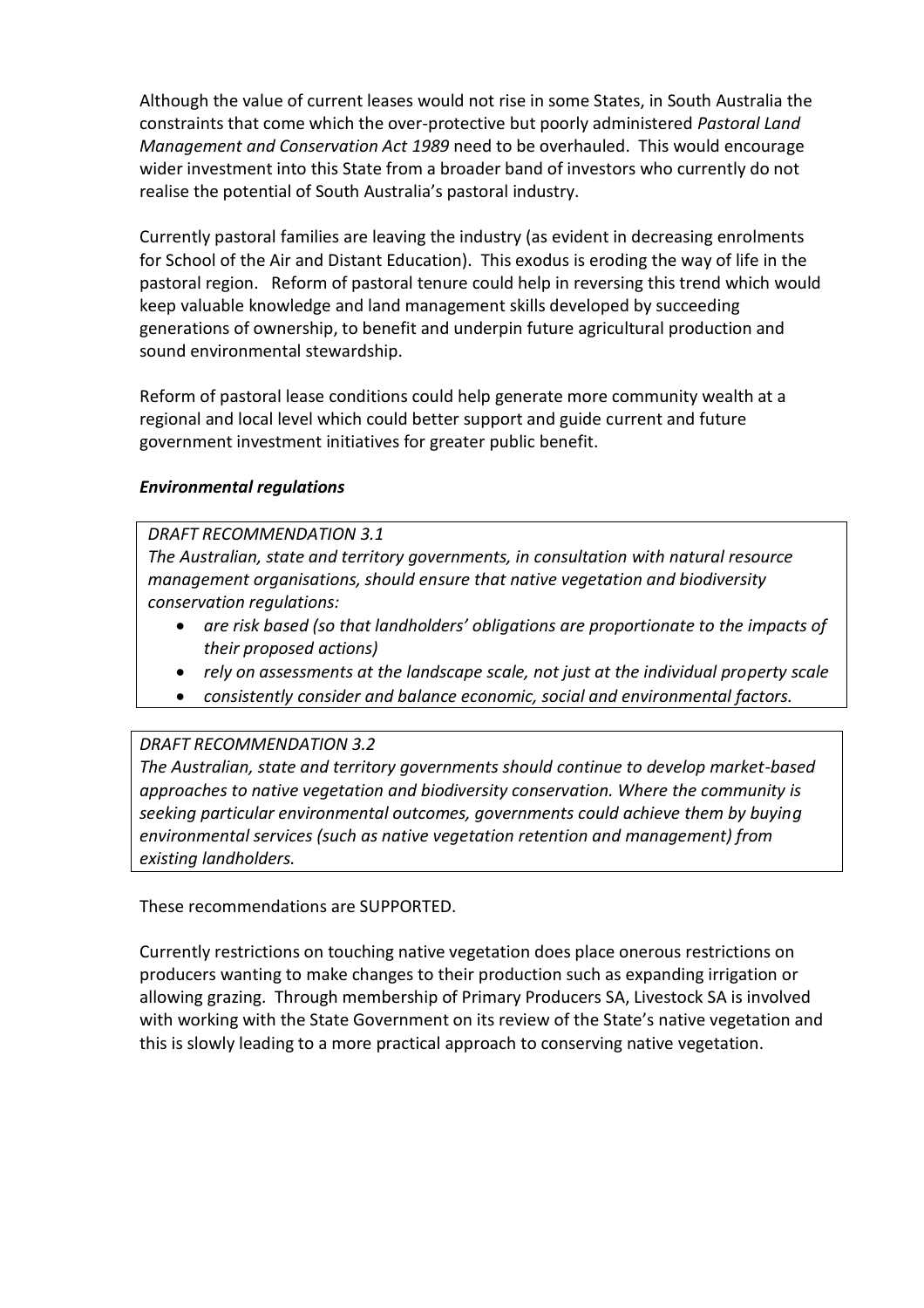Although the value of current leases would not rise in some States, in South Australia the constraints that come which the over-protective but poorly administered *Pastoral Land Management and Conservation Act 1989* need to be overhauled. This would encourage wider investment into this State from a broader band of investors who currently do not realise the potential of South Australia's pastoral industry.

Currently pastoral families are leaving the industry (as evident in decreasing enrolments for School of the Air and Distant Education). This exodus is eroding the way of life in the pastoral region. Reform of pastoral tenure could help in reversing this trend which would keep valuable knowledge and land management skills developed by succeeding generations of ownership, to benefit and underpin future agricultural production and sound environmental stewardship.

Reform of pastoral lease conditions could help generate more community wealth at a regional and local level which could better support and guide current and future government investment initiatives for greater public benefit.

***Environmental regulations***

*DRAFT RECOMMENDATION 3.1*
*The Australian, state and territory governments, in consultation with natural resource management organisations, should ensure that native vegetation and biodiversity conservation regulations:*

- *are risk based (so that landholders' obligations are proportionate to the impacts of their proposed actions)*
- *rely on assessments at the landscape scale, not just at the individual property scale*
- *consistently consider and balance economic, social and environmental factors.*

*DRAFT RECOMMENDATION 3.2*
*The Australian, state and territory governments should continue to develop market-based approaches to native vegetation and biodiversity conservation. Where the community is seeking particular environmental outcomes, governments could achieve them by buying environmental services (such as native vegetation retention and management) from existing landholders.*

These recommendations are SUPPORTED.

Currently restrictions on touching native vegetation does place onerous restrictions on producers wanting to make changes to their production such as expanding irrigation or allowing grazing. Through membership of Primary Producers SA, Livestock SA is involved with working with the State Government on its review of the State's native vegetation and this is slowly leading to a more practical approach to conserving native vegetation.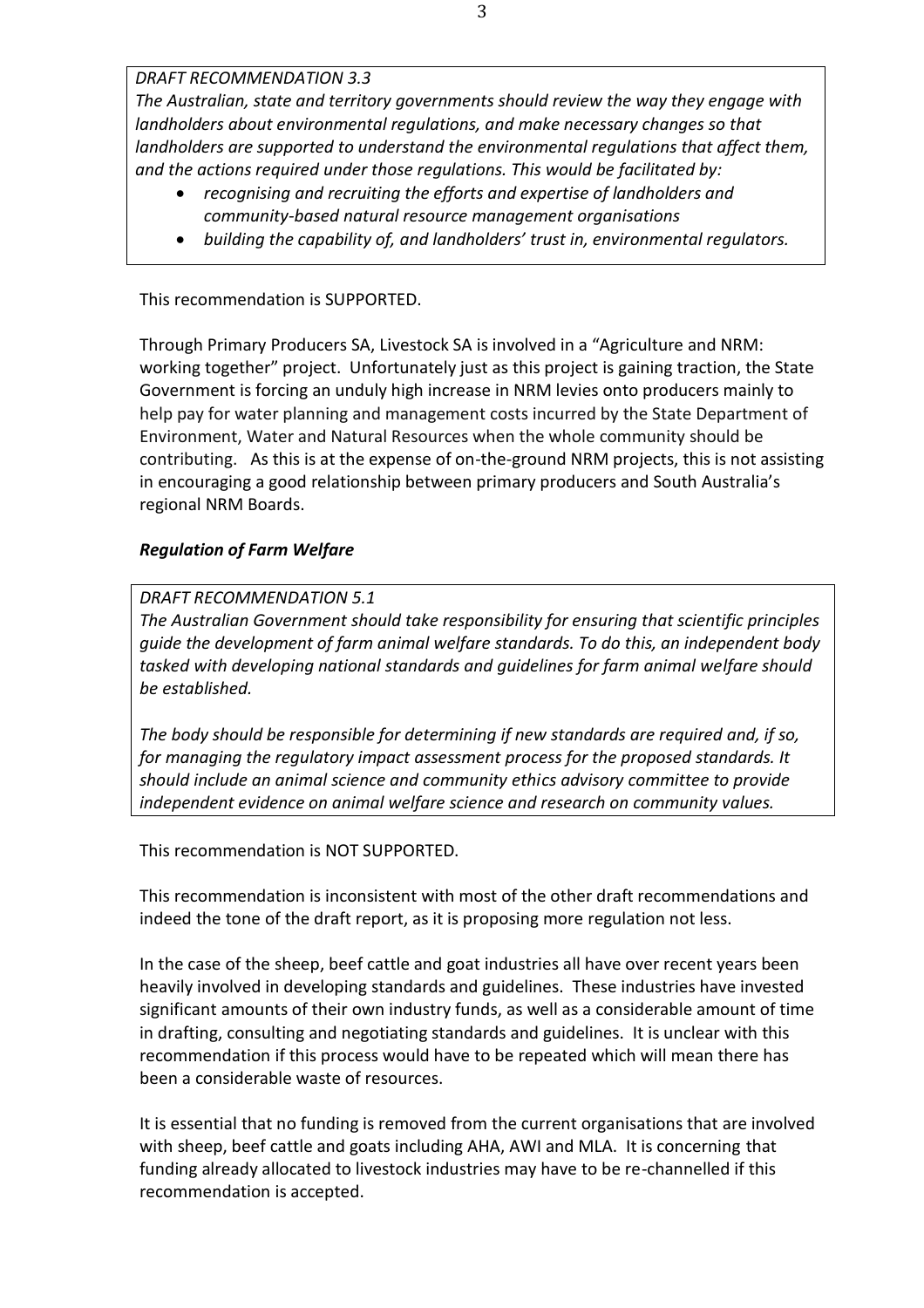*DRAFT RECOMMENDATION 3.3*

*The Australian, state and territory governments should review the way they engage with landholders about environmental regulations, and make necessary changes so that landholders are supported to understand the environmental regulations that affect them, and the actions required under those regulations. This would be facilitated by:*

- *recognising and recruiting the efforts and expertise of landholders and community-based natural resource management organisations*
- *building the capability of, and landholders' trust in, environmental regulators.*

This recommendation is SUPPORTED.

Through Primary Producers SA, Livestock SA is involved in a "Agriculture and NRM: working together" project. Unfortunately just as this project is gaining traction, the State Government is forcing an unduly high increase in NRM levies onto producers mainly to help pay for water planning and management costs incurred by the State Department of Environment, Water and Natural Resources when the whole community should be contributing. As this is at the expense of on-the-ground NRM projects, this is not assisting in encouraging a good relationship between primary producers and South Australia's regional NRM Boards.

***Regulation of Farm Welfare***

*DRAFT RECOMMENDATION 5.1*

*The Australian Government should take responsibility for ensuring that scientific principles guide the development of farm animal welfare standards. To do this, an independent body tasked with developing national standards and guidelines for farm animal welfare should be established.*

*The body should be responsible for determining if new standards are required and, if so, for managing the regulatory impact assessment process for the proposed standards. It should include an animal science and community ethics advisory committee to provide independent evidence on animal welfare science and research on community values.*

This recommendation is NOT SUPPORTED.

This recommendation is inconsistent with most of the other draft recommendations and indeed the tone of the draft report, as it is proposing more regulation not less.

In the case of the sheep, beef cattle and goat industries all have over recent years been heavily involved in developing standards and guidelines. These industries have invested significant amounts of their own industry funds, as well as a considerable amount of time in drafting, consulting and negotiating standards and guidelines. It is unclear with this recommendation if this process would have to be repeated which will mean there has been a considerable waste of resources.

It is essential that no funding is removed from the current organisations that are involved with sheep, beef cattle and goats including AHA, AWI and MLA. It is concerning that funding already allocated to livestock industries may have to be re-channelled if this recommendation is accepted.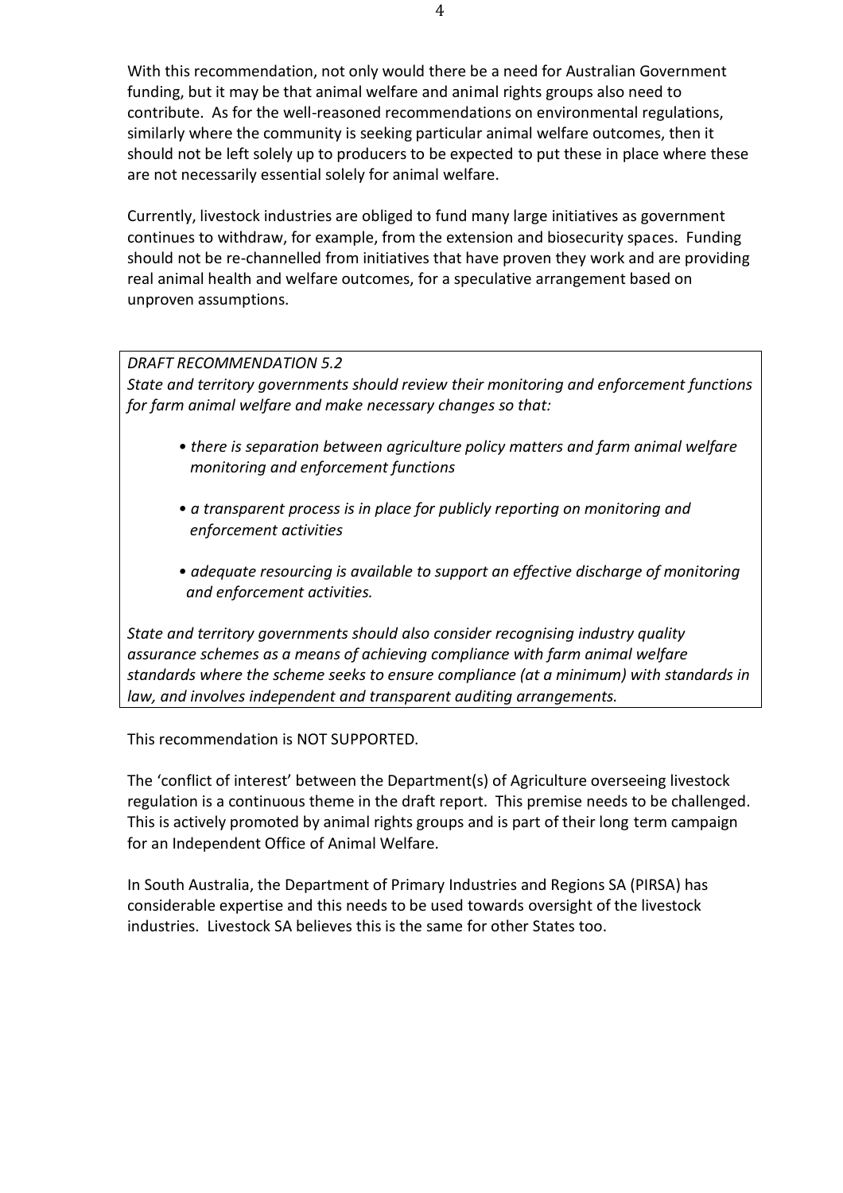With this recommendation, not only would there be a need for Australian Government funding, but it may be that animal welfare and animal rights groups also need to contribute. As for the well-reasoned recommendations on environmental regulations, similarly where the community is seeking particular animal welfare outcomes, then it should not be left solely up to producers to be expected to put these in place where these are not necessarily essential solely for animal welfare.

Currently, livestock industries are obliged to fund many large initiatives as government continues to withdraw, for example, from the extension and biosecurity spaces. Funding should not be re-channelled from initiatives that have proven they work and are providing real animal health and welfare outcomes, for a speculative arrangement based on unproven assumptions.

> *DRAFT RECOMMENDATION 5.2*
> *State and territory governments should review their monitoring and enforcement functions for farm animal welfare and make necessary changes so that:*
>
> - *there is separation between agriculture policy matters and farm animal welfare monitoring and enforcement functions*
> - *a transparent process is in place for publicly reporting on monitoring and enforcement activities*
> - *adequate resourcing is available to support an effective discharge of monitoring and enforcement activities.*
>
> *State and territory governments should also consider recognising industry quality assurance schemes as a means of achieving compliance with farm animal welfare standards where the scheme seeks to ensure compliance (at a minimum) with standards in law, and involves independent and transparent auditing arrangements.*

This recommendation is NOT SUPPORTED.

The 'conflict of interest' between the Department(s) of Agriculture overseeing livestock regulation is a continuous theme in the draft report. This premise needs to be challenged. This is actively promoted by animal rights groups and is part of their long term campaign for an Independent Office of Animal Welfare.

In South Australia, the Department of Primary Industries and Regions SA (PIRSA) has considerable expertise and this needs to be used towards oversight of the livestock industries. Livestock SA believes this is the same for other States too.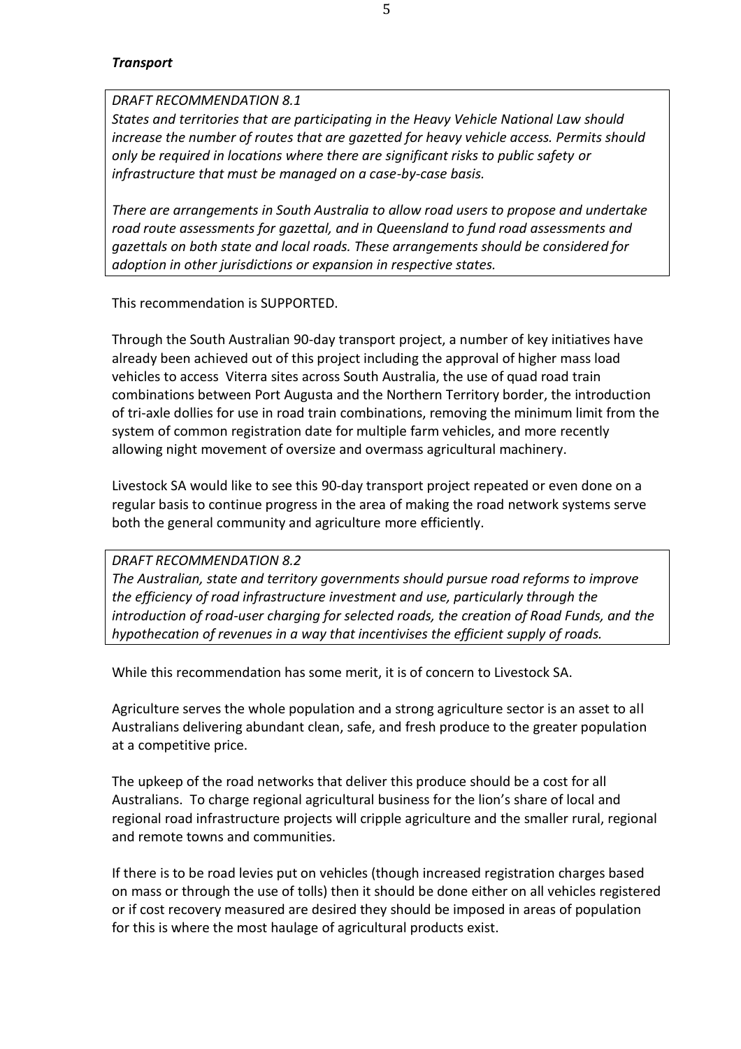***Transport***

> *DRAFT RECOMMENDATION 8.1*
> *States and territories that are participating in the Heavy Vehicle National Law should increase the number of routes that are gazetted for heavy vehicle access. Permits should only be required in locations where there are significant risks to public safety or infrastructure that must be managed on a case-by-case basis.*
>
> *There are arrangements in South Australia to allow road users to propose and undertake road route assessments for gazettal, and in Queensland to fund road assessments and gazettals on both state and local roads. These arrangements should be considered for adoption in other jurisdictions or expansion in respective states.*

This recommendation is SUPPORTED.

Through the South Australian 90-day transport project, a number of key initiatives have already been achieved out of this project including the approval of higher mass load vehicles to access Viterra sites across South Australia, the use of quad road train combinations between Port Augusta and the Northern Territory border, the introduction of tri-axle dollies for use in road train combinations, removing the minimum limit from the system of common registration date for multiple farm vehicles, and more recently allowing night movement of oversize and overmass agricultural machinery.

Livestock SA would like to see this 90-day transport project repeated or even done on a regular basis to continue progress in the area of making the road network systems serve both the general community and agriculture more efficiently.

> *DRAFT RECOMMENDATION 8.2*
> *The Australian, state and territory governments should pursue road reforms to improve the efficiency of road infrastructure investment and use, particularly through the introduction of road-user charging for selected roads, the creation of Road Funds, and the hypothecation of revenues in a way that incentivises the efficient supply of roads.*

While this recommendation has some merit, it is of concern to Livestock SA.

Agriculture serves the whole population and a strong agriculture sector is an asset to all Australians delivering abundant clean, safe, and fresh produce to the greater population at a competitive price.

The upkeep of the road networks that deliver this produce should be a cost for all Australians. To charge regional agricultural business for the lion's share of local and regional road infrastructure projects will cripple agriculture and the smaller rural, regional and remote towns and communities.

If there is to be road levies put on vehicles (though increased registration charges based on mass or through the use of tolls) then it should be done either on all vehicles registered or if cost recovery measured are desired they should be imposed in areas of population for this is where the most haulage of agricultural products exist.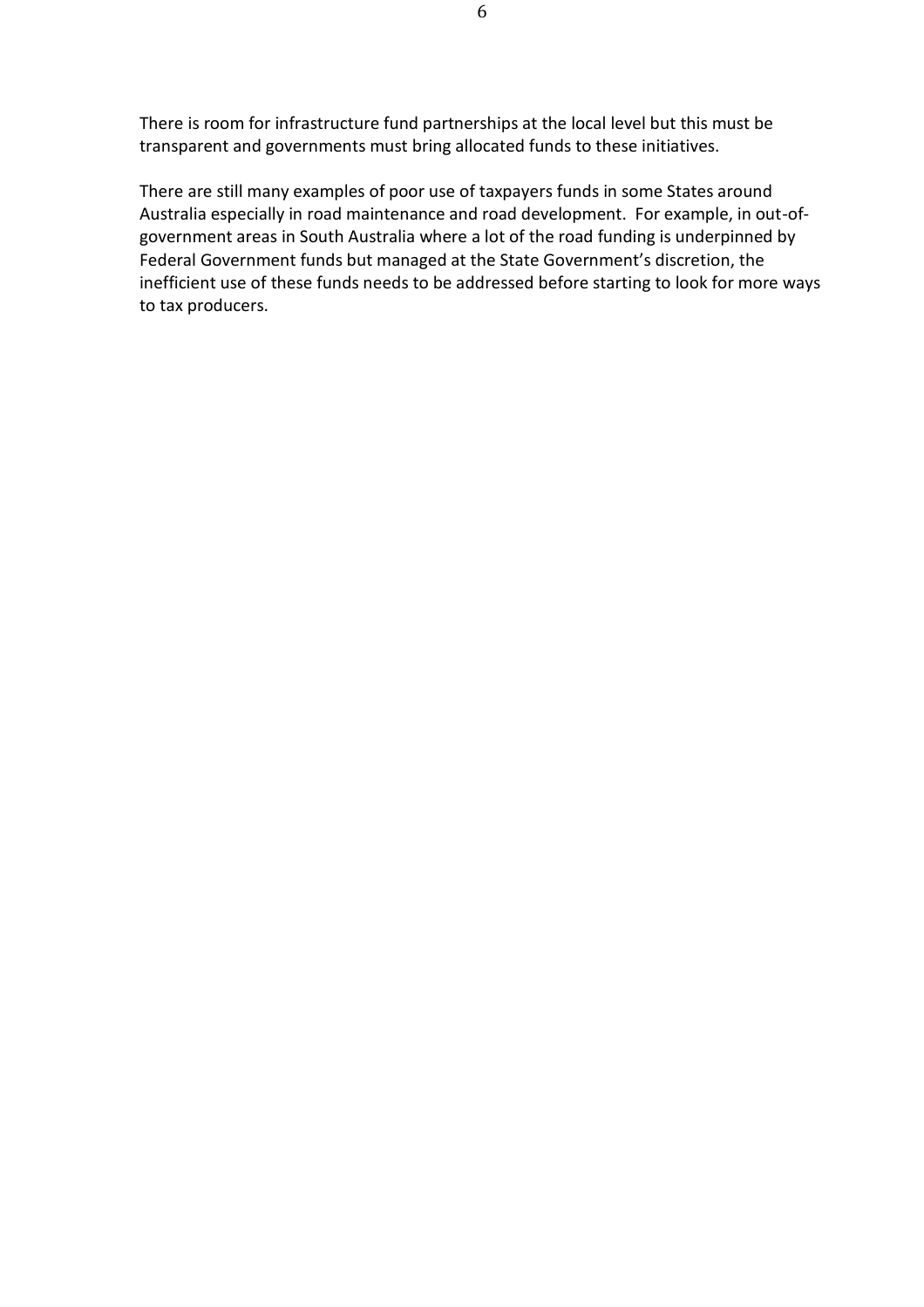There is room for infrastructure fund partnerships at the local level but this must be transparent and governments must bring allocated funds to these initiatives.

There are still many examples of poor use of taxpayers funds in some States around Australia especially in road maintenance and road development. For example, in out-of-government areas in South Australia where a lot of the road funding is underpinned by Federal Government funds but managed at the State Government's discretion, the inefficient use of these funds needs to be addressed before starting to look for more ways to tax producers.